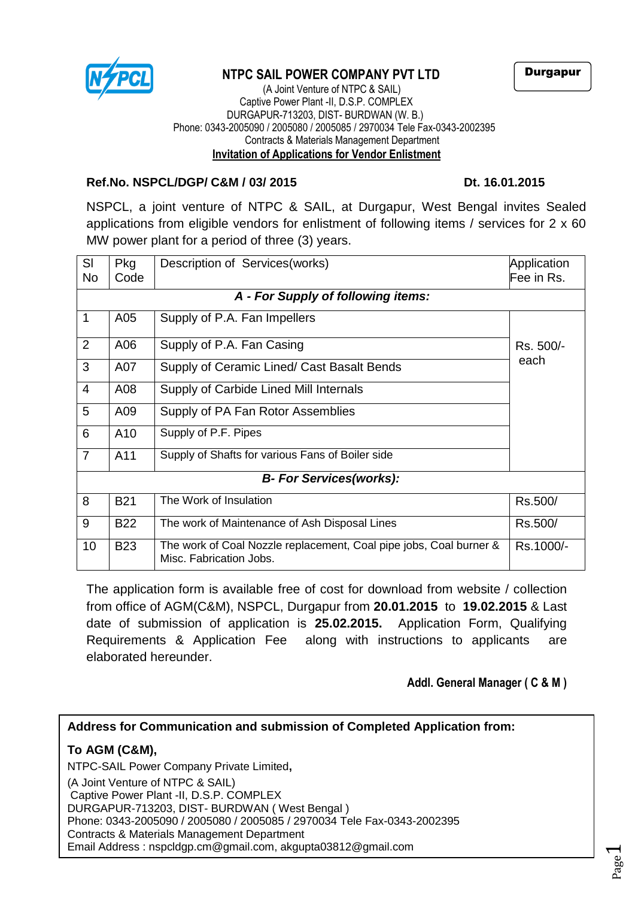# NTPC SAIL POWER COMPANY PVT LTD

**Durgapur**

(A Joint Venture of NTPC & SAIL)
Captive Power Plant -II, D.S.P. COMPLEX
DURGAPUR-713203, DIST- BURDWAN (W. B.)
Phone: 0343-2005090 / 2005080 / 2005085 / 2970034 Tele Fax-0343-2002395
Contracts & Materials Management Department

## Invitation of Applications for Vendor Enlistment

**Ref.No. NSPCL/DGP/ C&M / 03/ 2015** **Dt. 16.01.2015**

NSPCL, a joint venture of NTPC & SAIL, at Durgapur, West Bengal invites Sealed applications from eligible vendors for enlistment of following items / services for 2 x 60 MW power plant for a period of three (3) years.

| Sl No | Pkg Code | Description of Services(works) | Application Fee in Rs. |
|---|---|---|---|
| | | ***A - For Supply of following items:*** | |
| 1 | A05 | Supply of P.A. Fan Impellers | Rs. 500/- each |
| 2 | A06 | Supply of P.A. Fan Casing | |
| 3 | A07 | Supply of Ceramic Lined/ Cast Basalt Bends | |
| 4 | A08 | Supply of Carbide Lined Mill Internals | |
| 5 | A09 | Supply of PA Fan Rotor Assemblies | |
| 6 | A10 | Supply of P.F. Pipes | |
| 7 | A11 | Supply of Shafts for various Fans of Boiler side | |
| | | ***B- For Services(works):*** | |
| 8 | B21 | The Work of Insulation | Rs.500/ |
| 9 | B22 | The work of Maintenance of Ash Disposal Lines | Rs.500/ |
| 10 | B23 | The work of Coal Nozzle replacement, Coal pipe jobs, Coal burner & Misc. Fabrication Jobs. | Rs.1000/- |

The application form is available free of cost for download from website / collection from office of AGM(C&M), NSPCL, Durgapur from **20.01.2015** to **19.02.2015** & Last date of submission of application is **25.02.2015.** Application Form, Qualifying Requirements & Application Fee along with instructions to applicants are elaborated hereunder.

**Addl. General Manager ( C & M )**

**Address for Communication and submission of Completed Application from:**

**To AGM (C&M),**
NTPC-SAIL Power Company Private Limited**,**
(A Joint Venture of NTPC & SAIL)
Captive Power Plant -II, D.S.P. COMPLEX
DURGAPUR-713203, DIST- BURDWAN ( West Bengal )
Phone: 0343-2005090 / 2005080 / 2005085 / 2970034 Tele Fax-0343-2002395
Contracts & Materials Management Department
Email Address : nspcldgp.cm@gmail.com, akgupta03812@gmail.com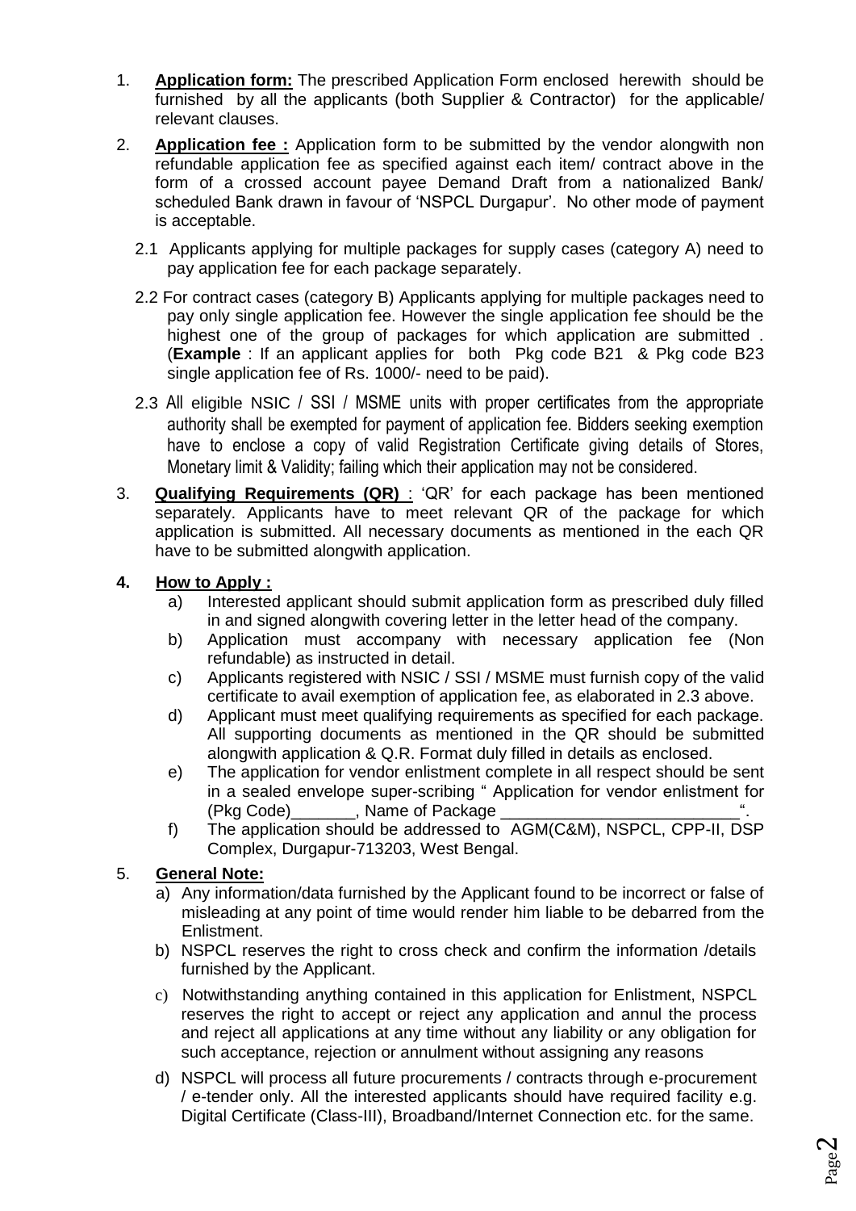1. **Application form:** The prescribed Application Form enclosed herewith should be furnished by all the applicants (both Supplier & Contractor) for the applicable/ relevant clauses.

2. **Application fee :** Application form to be submitted by the vendor alongwith non refundable application fee as specified against each item/ contract above in the form of a crossed account payee Demand Draft from a nationalized Bank/ scheduled Bank drawn in favour of 'NSPCL Durgapur'. No other mode of payment is acceptable.

   2.1 Applicants applying for multiple packages for supply cases (category A) need to pay application fee for each package separately.

   2.2 For contract cases (category B) Applicants applying for multiple packages need to pay only single application fee. However the single application fee should be the highest one of the group of packages for which application are submitted . (**Example** : If an applicant applies for both Pkg code B21 & Pkg code B23 single application fee of Rs. 1000/- need to be paid).

   2.3 All eligible NSIC / SSI / MSME units with proper certificates from the appropriate authority shall be exempted for payment of application fee. Bidders seeking exemption have to enclose a copy of valid Registration Certificate giving details of Stores, Monetary limit & Validity; failing which their application may not be considered.

3. **Qualifying Requirements (QR)** : 'QR' for each package has been mentioned separately. Applicants have to meet relevant QR of the package for which application is submitted. All necessary documents as mentioned in the each QR have to be submitted alongwith application.

4. **How to Apply :**
   a) Interested applicant should submit application form as prescribed duly filled in and signed alongwith covering letter in the letter head of the company.
   b) Application must accompany with necessary application fee (Non refundable) as instructed in detail.
   c) Applicants registered with NSIC / SSI / MSME must furnish copy of the valid certificate to avail exemption of application fee, as elaborated in 2.3 above.
   d) Applicant must meet qualifying requirements as specified for each package. All supporting documents as mentioned in the QR should be submitted alongwith application & Q.R. Format duly filled in details as enclosed.
   e) The application for vendor enlistment complete in all respect should be sent in a sealed envelope super-scribing " Application for vendor enlistment for (Pkg Code)_______, Name of Package __________________________".
   f) The application should be addressed to AGM(C&M), NSPCL, CPP-II, DSP Complex, Durgapur-713203, West Bengal.

5. **General Note:**
   a) Any information/data furnished by the Applicant found to be incorrect or false of misleading at any point of time would render him liable to be debarred from the Enlistment.
   b) NSPCL reserves the right to cross check and confirm the information /details furnished by the Applicant.
   c) Notwithstanding anything contained in this application for Enlistment, NSPCL reserves the right to accept or reject any application and annul the process and reject all applications at any time without any liability or any obligation for such acceptance, rejection or annulment without assigning any reasons
   d) NSPCL will process all future procurements / contracts through e-procurement / e-tender only. All the interested applicants should have required facility e.g. Digital Certificate (Class-III), Broadband/Internet Connection etc. for the same.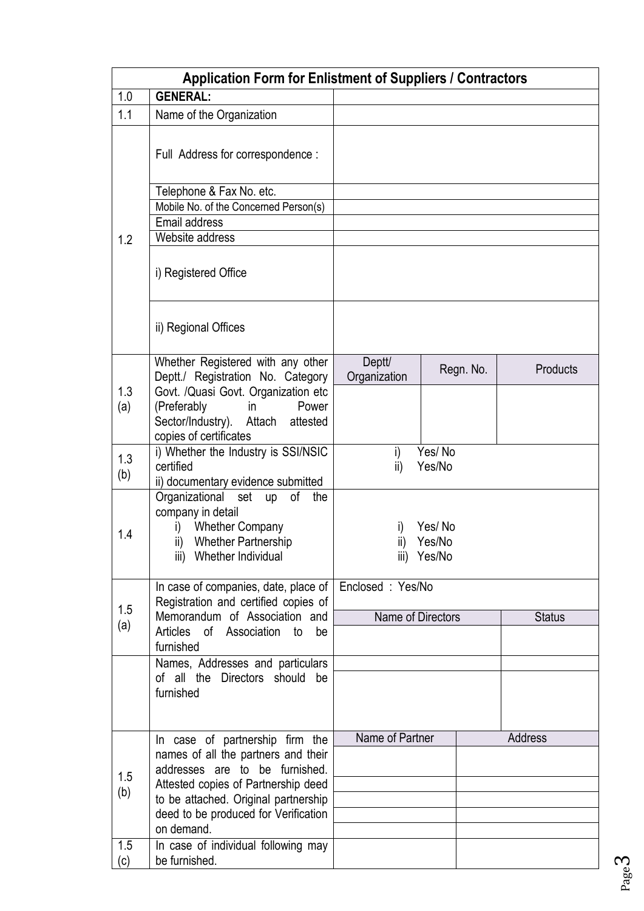## Application Form for Enlistment of Suppliers / Contractors

| | | | | |
|---|---|---|---|---|
| 1.0 | **GENERAL:** | | | |
| 1.1 | Name of the Organization | | | |
| 1.2 | Full Address for correspondence : | | | |
| | Telephone & Fax No. etc. | | | |
| | Mobile No. of the Concerned Person(s) | | | |
| | Email address | | | |
| | Website address | | | |
| | i) Registered Office | | | |
| | ii) Regional Offices | | | |
| 1.3 (a) | Whether Registered with any other Deptt./ Registration No. Category Govt. /Quasi Govt. Organization etc (Preferably in Power Sector/Industry). Attach attested copies of certificates | Deptt/ Organization | Regn. No. | Products |
| | | | | |
| 1.3 (b) | i) Whether the Industry is SSI/NSIC certified<br>ii) documentary evidence submitted | i) Yes/ No<br>ii) Yes/No | | |
| 1.4 | Organizational set up of the company in detail<br>i) Whether Company<br>ii) Whether Partnership<br>iii) Whether Individual | i) Yes/ No<br>ii) Yes/No<br>iii) Yes/No | | |
| 1.5 (a) | In case of companies, date, place of Registration and certified copies of Memorandum of Association and Articles of Association to be furnished | Enclosed : Yes/No | | |
| | | Name of Directors | | Status |
| | | | | |
| | Names, Addresses and particulars of all the Directors should be furnished | | | |
| | | | | |
| 1.5 (b) | In case of partnership firm the names of all the partners and their addresses are to be furnished. Attested copies of Partnership deed to be attached. Original partnership deed to be produced for Verification on demand. | Name of Partner | Address | |
| | | | | |
| | | | | |
| | | | | |
| | | | | |
| | | | | |
| 1.5 (c) | In case of individual following may be furnished. | | | |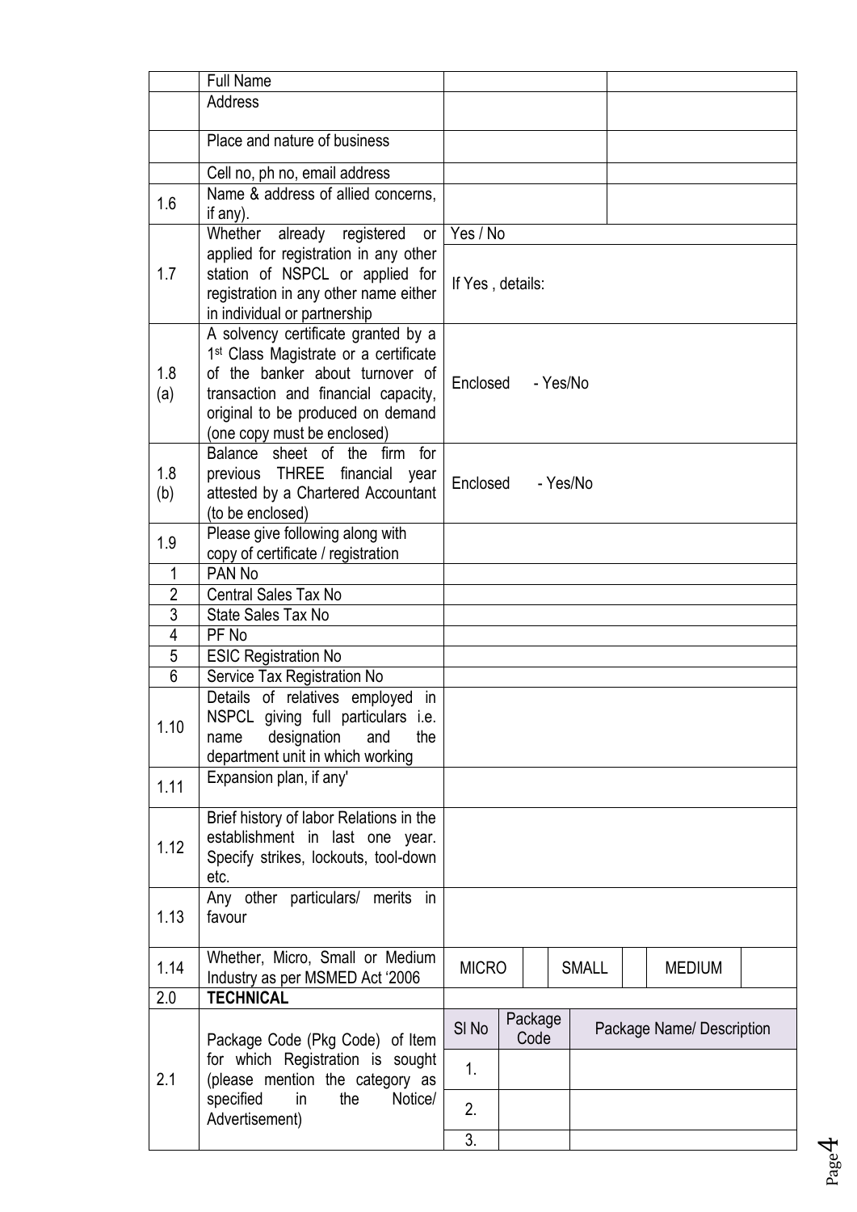| | | | | | | | |
|---|---|---|---|---|---|---|---|
| | Full Name | | | | | | |
| | Address | | | | | | |
| | Place and nature of business | | | | | | |
| | Cell no, ph no, email address | | | | | | |
| 1.6 | Name & address of allied concerns, if any). | | | | | | |
| 1.7 | Whether already registered or applied for registration in any other station of NSPCL or applied for registration in any other name either in individual or partnership | Yes / No<br><br>If Yes , details: | | | | | |
| 1.8 (a) | A solvency certificate granted by a 1st Class Magistrate or a certificate of the banker about turnover of transaction and financial capacity, original to be produced on demand (one copy must be enclosed) | Enclosed - Yes/No | | | | | |
| 1.8 (b) | Balance sheet of the firm for previous THREE financial year attested by a Chartered Accountant (to be enclosed) | Enclosed - Yes/No | | | | | |
| 1.9 | Please give following along with copy of certificate / registration | | | | | | |
| 1 | PAN No | | | | | | |
| 2 | Central Sales Tax No | | | | | | |
| 3 | State Sales Tax No | | | | | | |
| 4 | PF No | | | | | | |
| 5 | ESIC Registration No | | | | | | |
| 6 | Service Tax Registration No | | | | | | |
| 1.10 | Details of relatives employed in NSPCL giving full particulars i.e. name designation and the department unit in which working | | | | | | |
| 1.11 | Expansion plan, if any' | | | | | | |
| 1.12 | Brief history of labor Relations in the establishment in last one year. Specify strikes, lockouts, tool-down etc. | | | | | | |
| 1.13 | Any other particulars/ merits in favour | | | | | | |
| 1.14 | Whether, Micro, Small or Medium Industry as per MSMED Act '2006 | MICRO | | SMALL | | MEDIUM | |
| 2.0 | **TECHNICAL** | | | | | | |
| 2.1 | Package Code (Pkg Code) of Item for which Registration is sought (please mention the category as specified in the Notice/ Advertisement) | Sl No | Package Code | Package Name/ Description | | | |
| | | 1. | | | | | |
| | | 2. | | | | | |
| | | 3. | | | | | |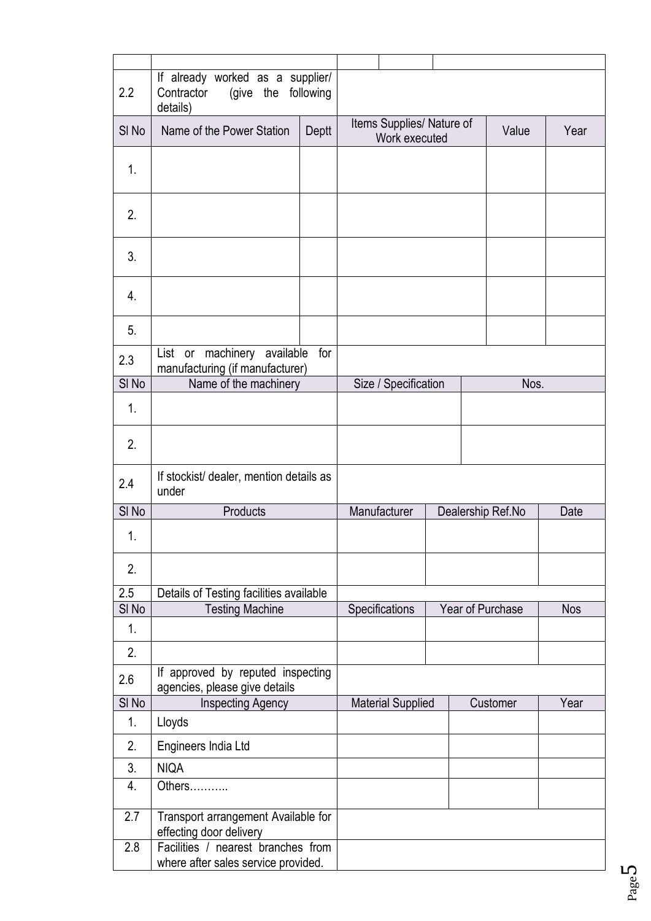| | | | | |
|---|---|---|---|---|
| 2.2 | If already worked as a supplier/ Contractor (give the following details) | | | |
| Sl No | Name of the Power Station | Deptt | Items Supplies/ Nature of Work executed | Value | Year |
| 1. | | | | | |
| 2. | | | | | |
| 3. | | | | | |
| 4. | | | | | |
| 5. | | | | | |

| | | | |
|---|---|---|---|
| 2.3 | List or machinery available for manufacturing (if manufacturer) | | |
| Sl No | Name of the machinery | Size / Specification | Nos. |
| 1. | | | |
| 2. | | | |

| | | | | |
|---|---|---|---|---|
| 2.4 | If stockist/ dealer, mention details as under | | | |
| Sl No | Products | Manufacturer | Dealership Ref.No | Date |
| 1. | | | | |
| 2. | | | | |

| | | | | |
|---|---|---|---|---|
| 2.5 | Details of Testing facilities available | | | |
| Sl No | Testing Machine | Specifications | Year of Purchase | Nos |
| 1. | | | | |
| 2. | | | | |

| | | | | |
|---|---|---|---|---|
| 2.6 | If approved by reputed inspecting agencies, please give details | | | |
| Sl No | Inspecting Agency | Material Supplied | Customer | Year |
| 1. | Lloyds | | | |
| 2. | Engineers India Ltd | | | |
| 3. | NIQA | | | |
| 4. | Others……….. | | | |

| | | |
|---|---|---|
| 2.7 | Transport arrangement Available for effecting door delivery | |
| 2.8 | Facilities / nearest branches from where after sales service provided. | |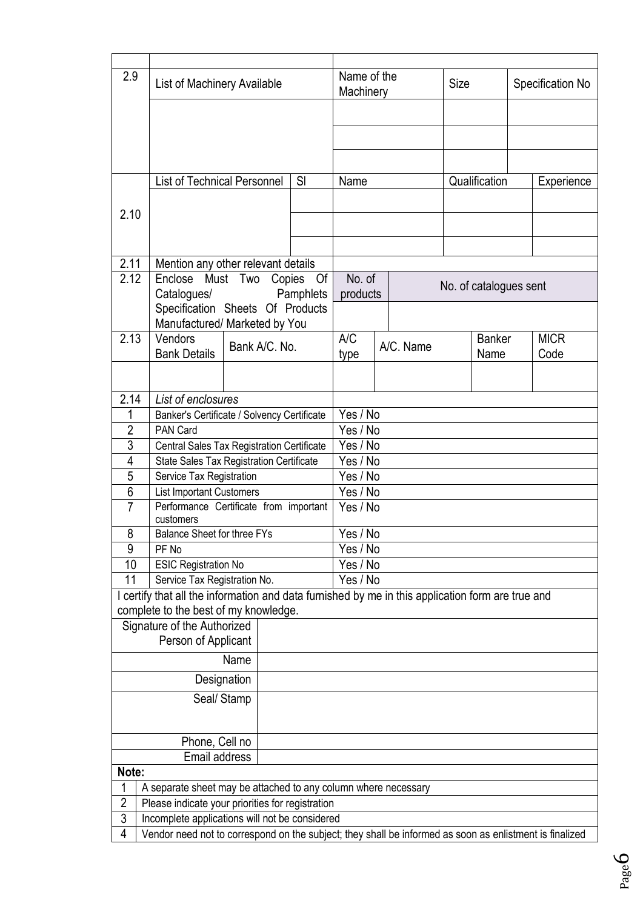| | | | | |
|---|---|---|---|---|
| 2.9 | List of Machinery Available | Name of the Machinery | Size | Specification No |
| | | | | |
| | | | | |
| | | | | |

| | | | | | |
|---|---|---|---|---|---|
| 2.10 | List of Technical Personnel | Sl | Name | Qualification | Experience |
| | | | | | |
| | | | | | |
| | | | | | |

| | | | |
|---|---|---|---|
| 2.11 | Mention any other relevant details | | |
| 2.12 | Enclose Must Two Copies Of Catalogues/ Pamphlets Specification Sheets Of Products Manufactured/ Marketed by You | No. of products | No. of catalogues sent |
| | | | |

| | | | | | | |
|---|---|---|---|---|---|---|
| 2.13 | Vendors Bank Details | Bank A/C. No. | A/C type | A/C. Name | Banker Name | MICR Code |
| | | | | | | |

| | | |
|---|---|---|
| 2.14 | *List of enclosures* | |
| 1 | Banker's Certificate / Solvency Certificate | Yes / No |
| 2 | PAN Card | Yes / No |
| 3 | Central Sales Tax Registration Certificate | Yes / No |
| 4 | State Sales Tax Registration Certificate | Yes / No |
| 5 | Service Tax Registration | Yes / No |
| 6 | List Important Customers | Yes / No |
| 7 | Performance Certificate from important customers | Yes / No |
| 8 | Balance Sheet for three FYs | Yes / No |
| 9 | PF No | Yes / No |
| 10 | ESIC Registration No | Yes / No |
| 11 | Service Tax Registration No. | Yes / No |

I certify that all the information and data furnished by me in this application form are true and complete to the best of my knowledge.

| | |
|---|---|
| Signature of the Authorized Person of Applicant | |
| Name | |
| Designation | |
| Seal/ Stamp | |
| Phone, Cell no | |
| Email address | |

**Note:**

| | |
|---|---|
| 1 | A separate sheet may be attached to any column where necessary |
| 2 | Please indicate your priorities for registration |
| 3 | Incomplete applications will not be considered |
| 4 | Vendor need not to correspond on the subject; they shall be informed as soon as enlistment is finalized |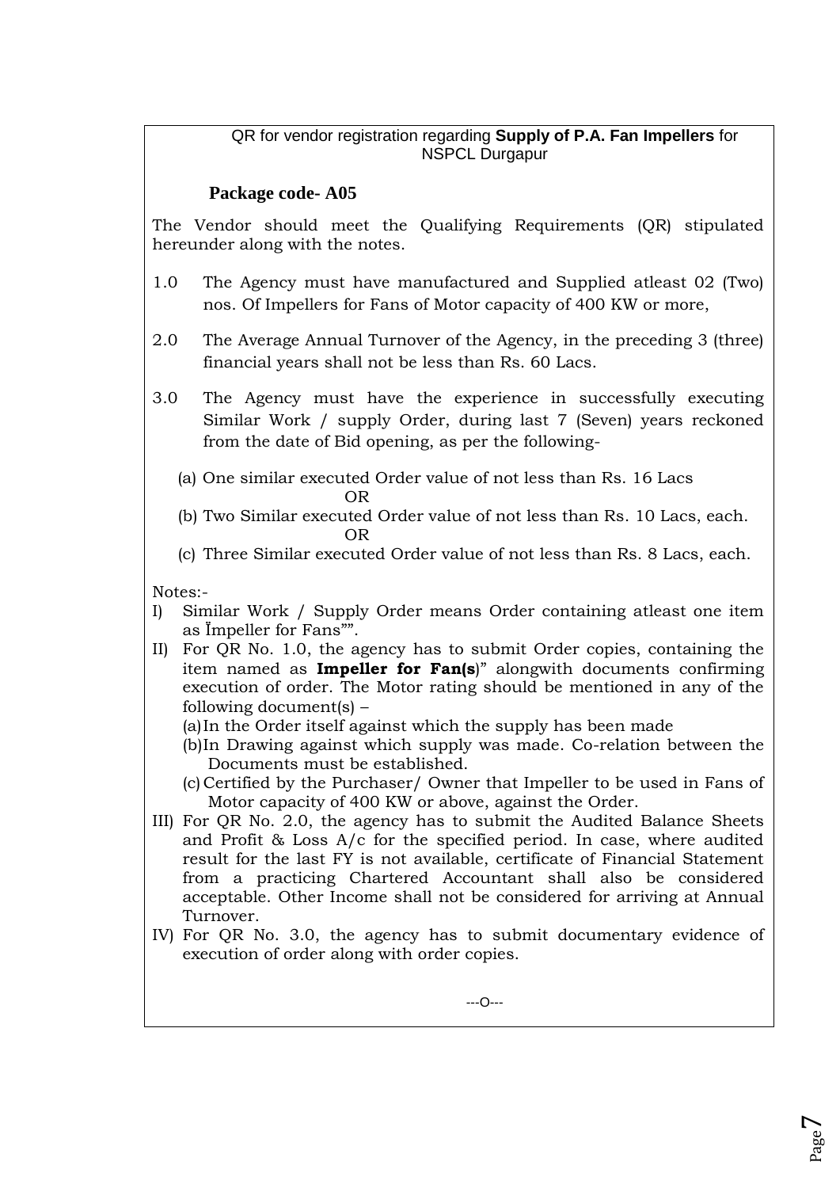QR for vendor registration regarding **Supply of P.A. Fan Impellers** for NSPCL Durgapur

**Package code- A05**

The Vendor should meet the Qualifying Requirements (QR) stipulated hereunder along with the notes.

1.0 The Agency must have manufactured and Supplied atleast 02 (Two) nos. Of Impellers for Fans of Motor capacity of 400 KW or more,

2.0 The Average Annual Turnover of the Agency, in the preceding 3 (three) financial years shall not be less than Rs. 60 Lacs.

3.0 The Agency must have the experience in successfully executing Similar Work / supply Order, during last 7 (Seven) years reckoned from the date of Bid opening, as per the following-

(a) One similar executed Order value of not less than Rs. 16 Lacs

OR

(b) Two Similar executed Order value of not less than Rs. 10 Lacs, each.

OR

(c) Three Similar executed Order value of not less than Rs. 8 Lacs, each.

Notes:-

I) Similar Work / Supply Order means Order containing atleast one item as Ȉmpeller for Fans"".

II) For QR No. 1.0, the agency has to submit Order copies, containing the item named as **Impeller for Fan(s)**" alongwith documents confirming execution of order. The Motor rating should be mentioned in any of the following document(s) –
   - (a) In the Order itself against which the supply has been made
   - (b) In Drawing against which supply was made. Co-relation between the Documents must be established.
   - (c) Certified by the Purchaser/ Owner that Impeller to be used in Fans of Motor capacity of 400 KW or above, against the Order.

III) For QR No. 2.0, the agency has to submit the Audited Balance Sheets and Profit & Loss A/c for the specified period. In case, where audited result for the last FY is not available, certificate of Financial Statement from a practicing Chartered Accountant shall also be considered acceptable. Other Income shall not be considered for arriving at Annual Turnover.

IV) For QR No. 3.0, the agency has to submit documentary evidence of execution of order along with order copies.

---O---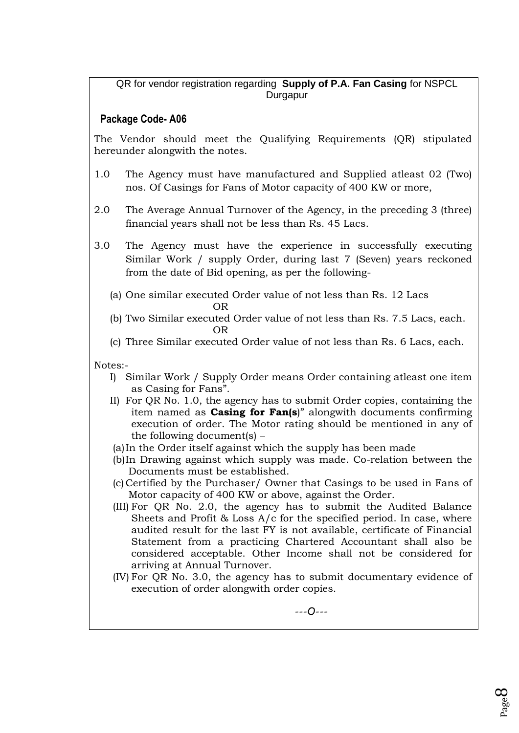QR for vendor registration regarding **Supply of P.A. Fan Casing** for NSPCL Durgapur

**Package Code- A06**

The Vendor should meet the Qualifying Requirements (QR) stipulated hereunder alongwith the notes.

1.0 The Agency must have manufactured and Supplied atleast 02 (Two) nos. Of Casings for Fans of Motor capacity of 400 KW or more,

2.0 The Average Annual Turnover of the Agency, in the preceding 3 (three) financial years shall not be less than Rs. 45 Lacs.

3.0 The Agency must have the experience in successfully executing Similar Work / supply Order, during last 7 (Seven) years reckoned from the date of Bid opening, as per the following-

(a) One similar executed Order value of not less than Rs. 12 Lacs

OR

(b) Two Similar executed Order value of not less than Rs. 7.5 Lacs, each.

OR

(c) Three Similar executed Order value of not less than Rs. 6 Lacs, each.

Notes:-

I) Similar Work / Supply Order means Order containing atleast one item as Casing for Fans".

II) For QR No. 1.0, the agency has to submit Order copies, containing the item named as **Casing for Fan(s**)" alongwith documents confirming execution of order. The Motor rating should be mentioned in any of the following document(s) –

(a) In the Order itself against which the supply has been made

(b) In Drawing against which supply was made. Co-relation between the Documents must be established.

(c) Certified by the Purchaser/ Owner that Casings to be used in Fans of Motor capacity of 400 KW or above, against the Order.

(III) For QR No. 2.0, the agency has to submit the Audited Balance Sheets and Profit & Loss A/c for the specified period. In case, where audited result for the last FY is not available, certificate of Financial Statement from a practicing Chartered Accountant shall also be considered acceptable. Other Income shall not be considered for arriving at Annual Turnover.

(IV) For QR No. 3.0, the agency has to submit documentary evidence of execution of order alongwith order copies.

---O---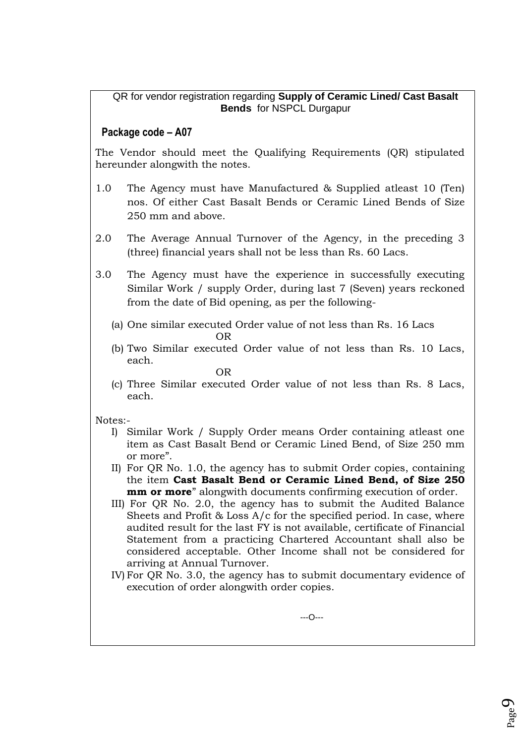QR for vendor registration regarding **Supply of Ceramic Lined/ Cast Basalt Bends** for NSPCL Durgapur

**Package code – A07**

The Vendor should meet the Qualifying Requirements (QR) stipulated hereunder alongwith the notes.

1.0 The Agency must have Manufactured & Supplied atleast 10 (Ten) nos. Of either Cast Basalt Bends or Ceramic Lined Bends of Size 250 mm and above.

2.0 The Average Annual Turnover of the Agency, in the preceding 3 (three) financial years shall not be less than Rs. 60 Lacs.

3.0 The Agency must have the experience in successfully executing Similar Work / supply Order, during last 7 (Seven) years reckoned from the date of Bid opening, as per the following-

(a) One similar executed Order value of not less than Rs. 16 Lacs

OR

(b) Two Similar executed Order value of not less than Rs. 10 Lacs, each.

OR

(c) Three Similar executed Order value of not less than Rs. 8 Lacs, each.

Notes:-

I) Similar Work / Supply Order means Order containing atleast one item as Cast Basalt Bend or Ceramic Lined Bend, of Size 250 mm or more".

II) For QR No. 1.0, the agency has to submit Order copies, containing the item **Cast Basalt Bend or Ceramic Lined Bend, of Size 250 mm or more**" alongwith documents confirming execution of order.

III) For QR No. 2.0, the agency has to submit the Audited Balance Sheets and Profit & Loss A/c for the specified period. In case, where audited result for the last FY is not available, certificate of Financial Statement from a practicing Chartered Accountant shall also be considered acceptable. Other Income shall not be considered for arriving at Annual Turnover.

IV) For QR No. 3.0, the agency has to submit documentary evidence of execution of order alongwith order copies.

---O---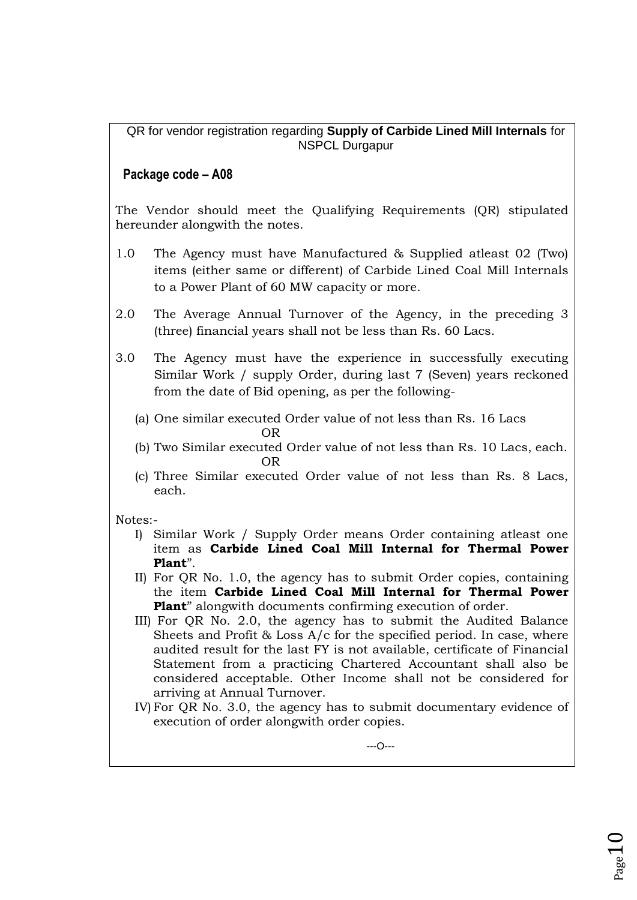QR for vendor registration regarding **Supply of Carbide Lined Mill Internals** for NSPCL Durgapur

**Package code – A08**

The Vendor should meet the Qualifying Requirements (QR) stipulated hereunder alongwith the notes.

1.0 The Agency must have Manufactured & Supplied atleast 02 (Two) items (either same or different) of Carbide Lined Coal Mill Internals to a Power Plant of 60 MW capacity or more.

2.0 The Average Annual Turnover of the Agency, in the preceding 3 (three) financial years shall not be less than Rs. 60 Lacs.

3.0 The Agency must have the experience in successfully executing Similar Work / supply Order, during last 7 (Seven) years reckoned from the date of Bid opening, as per the following-

(a) One similar executed Order value of not less than Rs. 16 Lacs

OR

(b) Two Similar executed Order value of not less than Rs. 10 Lacs, each.

OR

(c) Three Similar executed Order value of not less than Rs. 8 Lacs, each.

Notes:-

I) Similar Work / Supply Order means Order containing atleast one item as **Carbide Lined Coal Mill Internal for Thermal Power Plant**".

II) For QR No. 1.0, the agency has to submit Order copies, containing the item **Carbide Lined Coal Mill Internal for Thermal Power Plant**" alongwith documents confirming execution of order.

III) For QR No. 2.0, the agency has to submit the Audited Balance Sheets and Profit & Loss A/c for the specified period. In case, where audited result for the last FY is not available, certificate of Financial Statement from a practicing Chartered Accountant shall also be considered acceptable. Other Income shall not be considered for arriving at Annual Turnover.

IV) For QR No. 3.0, the agency has to submit documentary evidence of execution of order alongwith order copies.

---O---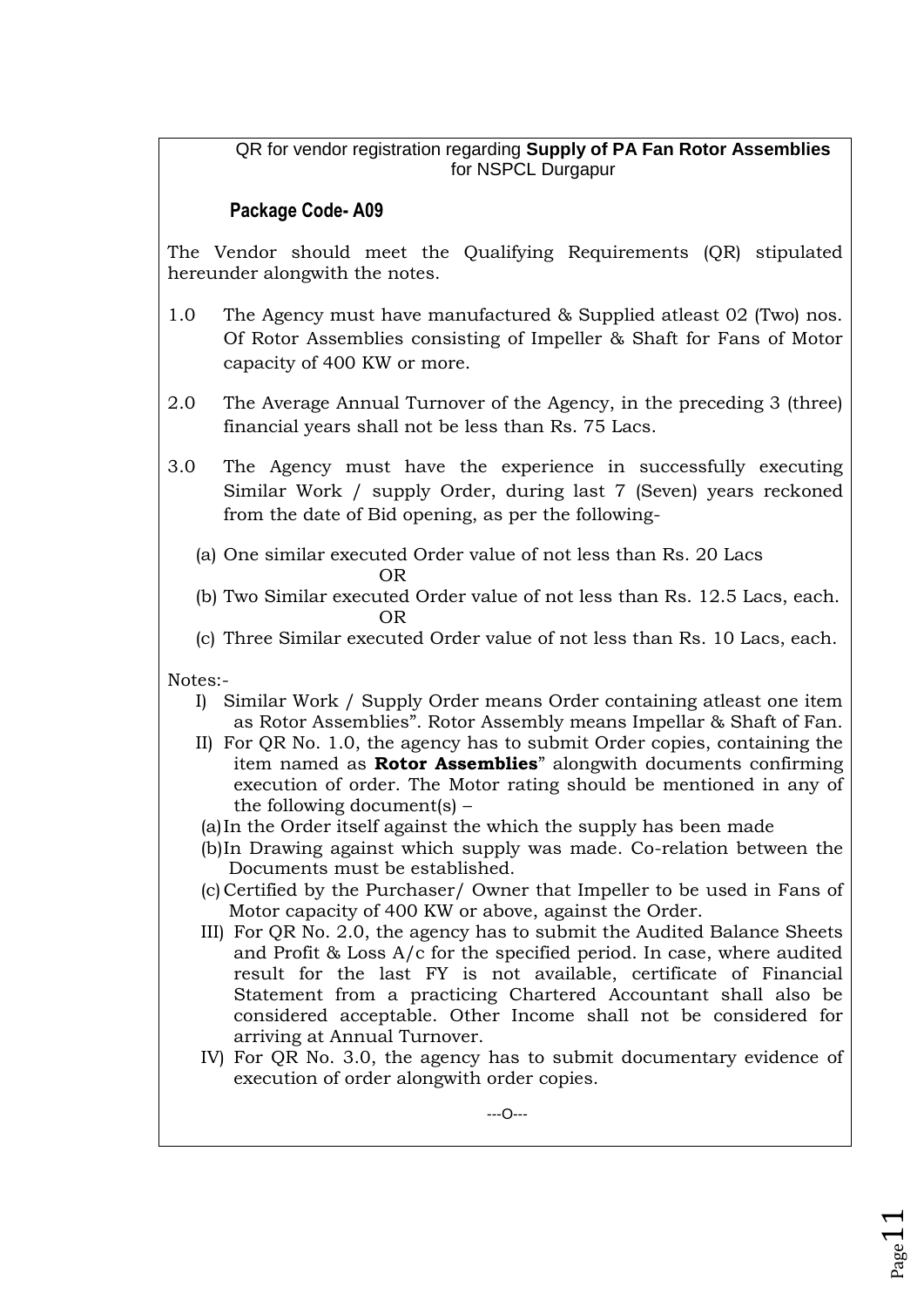QR for vendor registration regarding **Supply of PA Fan Rotor Assemblies** for NSPCL Durgapur

**Package Code- A09**

The Vendor should meet the Qualifying Requirements (QR) stipulated hereunder alongwith the notes.

1.0 The Agency must have manufactured & Supplied atleast 02 (Two) nos. Of Rotor Assemblies consisting of Impeller & Shaft for Fans of Motor capacity of 400 KW or more.

2.0 The Average Annual Turnover of the Agency, in the preceding 3 (three) financial years shall not be less than Rs. 75 Lacs.

3.0 The Agency must have the experience in successfully executing Similar Work / supply Order, during last 7 (Seven) years reckoned from the date of Bid opening, as per the following-

(a) One similar executed Order value of not less than Rs. 20 Lacs

OR

(b) Two Similar executed Order value of not less than Rs. 12.5 Lacs, each.

OR

(c) Three Similar executed Order value of not less than Rs. 10 Lacs, each.

Notes:-

I) Similar Work / Supply Order means Order containing atleast one item as Rotor Assemblies". Rotor Assembly means Impellar & Shaft of Fan.

II) For QR No. 1.0, the agency has to submit Order copies, containing the item named as **Rotor Assemblies**" alongwith documents confirming execution of order. The Motor rating should be mentioned in any of the following document(s) –

(a) In the Order itself against the which the supply has been made

(b) In Drawing against which supply was made. Co-relation between the Documents must be established.

(c) Certified by the Purchaser/ Owner that Impeller to be used in Fans of Motor capacity of 400 KW or above, against the Order.

III) For QR No. 2.0, the agency has to submit the Audited Balance Sheets and Profit & Loss A/c for the specified period. In case, where audited result for the last FY is not available, certificate of Financial Statement from a practicing Chartered Accountant shall also be considered acceptable. Other Income shall not be considered for arriving at Annual Turnover.

IV) For QR No. 3.0, the agency has to submit documentary evidence of execution of order alongwith order copies.

---O---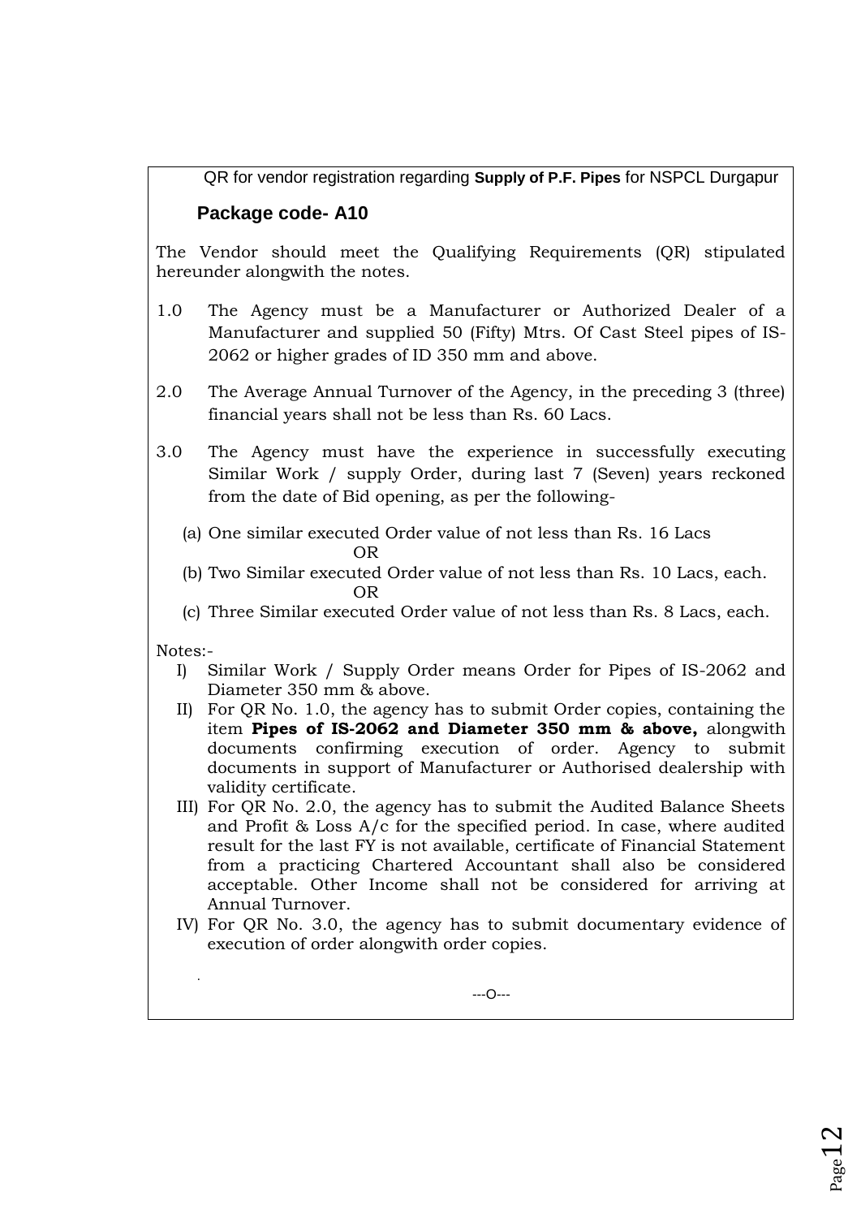QR for vendor registration regarding **Supply of P.F. Pipes** for NSPCL Durgapur

## Package code- A10

The Vendor should meet the Qualifying Requirements (QR) stipulated hereunder alongwith the notes.

1.0 The Agency must be a Manufacturer or Authorized Dealer of a Manufacturer and supplied 50 (Fifty) Mtrs. Of Cast Steel pipes of IS-2062 or higher grades of ID 350 mm and above.

2.0 The Average Annual Turnover of the Agency, in the preceding 3 (three) financial years shall not be less than Rs. 60 Lacs.

3.0 The Agency must have the experience in successfully executing Similar Work / supply Order, during last 7 (Seven) years reckoned from the date of Bid opening, as per the following-

(a) One similar executed Order value of not less than Rs. 16 Lacs

OR

(b) Two Similar executed Order value of not less than Rs. 10 Lacs, each.

OR

(c) Three Similar executed Order value of not less than Rs. 8 Lacs, each.

Notes:-

I) Similar Work / Supply Order means Order for Pipes of IS-2062 and Diameter 350 mm & above.

II) For QR No. 1.0, the agency has to submit Order copies, containing the item **Pipes of IS-2062 and Diameter 350 mm & above,** alongwith documents confirming execution of order. Agency to submit documents in support of Manufacturer or Authorised dealership with validity certificate.

III) For QR No. 2.0, the agency has to submit the Audited Balance Sheets and Profit & Loss A/c for the specified period. In case, where audited result for the last FY is not available, certificate of Financial Statement from a practicing Chartered Accountant shall also be considered acceptable. Other Income shall not be considered for arriving at Annual Turnover.

IV) For QR No. 3.0, the agency has to submit documentary evidence of execution of order alongwith order copies.

---O---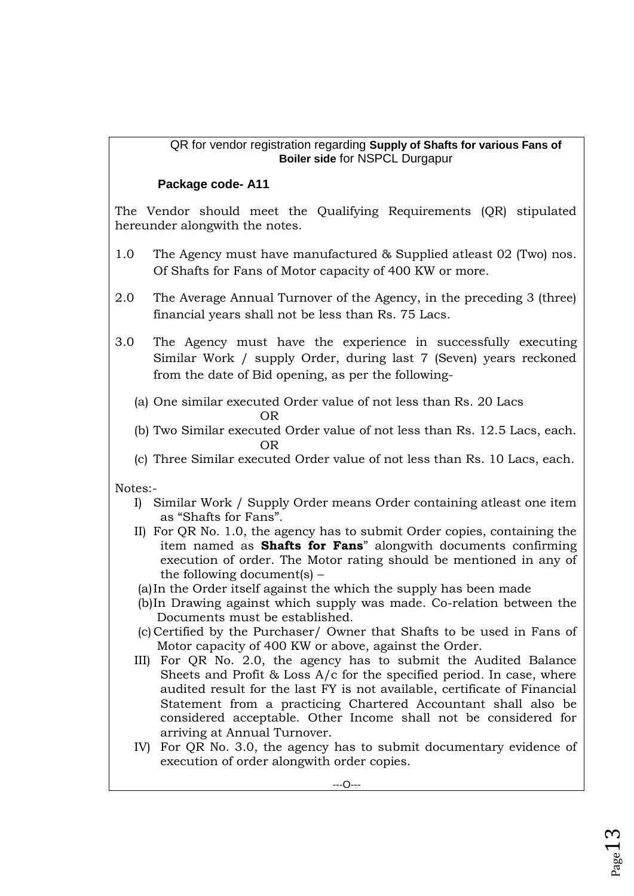QR for vendor registration regarding **Supply of Shafts for various Fans of Boiler side** for NSPCL Durgapur

**Package code- A11**

The Vendor should meet the Qualifying Requirements (QR) stipulated hereunder alongwith the notes.

1.0 The Agency must have manufactured & Supplied atleast 02 (Two) nos. Of Shafts for Fans of Motor capacity of 400 KW or more.

2.0 The Average Annual Turnover of the Agency, in the preceding 3 (three) financial years shall not be less than Rs. 75 Lacs.

3.0 The Agency must have the experience in successfully executing Similar Work / supply Order, during last 7 (Seven) years reckoned from the date of Bid opening, as per the following-

(a) One similar executed Order value of not less than Rs. 20 Lacs

OR

(b) Two Similar executed Order value of not less than Rs. 12.5 Lacs, each.

OR

(c) Three Similar executed Order value of not less than Rs. 10 Lacs, each.

Notes:-

I) Similar Work / Supply Order means Order containing atleast one item as “Shafts for Fans”.

II) For QR No. 1.0, the agency has to submit Order copies, containing the item named as **Shafts for Fans**” alongwith documents confirming execution of order. The Motor rating should be mentioned in any of the following document(s) –

(a) In the Order itself against the which the supply has been made

(b) In Drawing against which supply was made. Co-relation between the Documents must be established.

(c) Certified by the Purchaser/ Owner that Shafts to be used in Fans of Motor capacity of 400 KW or above, against the Order.

III) For QR No. 2.0, the agency has to submit the Audited Balance Sheets and Profit & Loss A/c for the specified period. In case, where audited result for the last FY is not available, certificate of Financial Statement from a practicing Chartered Accountant shall also be considered acceptable. Other Income shall not be considered for arriving at Annual Turnover.

IV) For QR No. 3.0, the agency has to submit documentary evidence of execution of order alongwith order copies.

---O---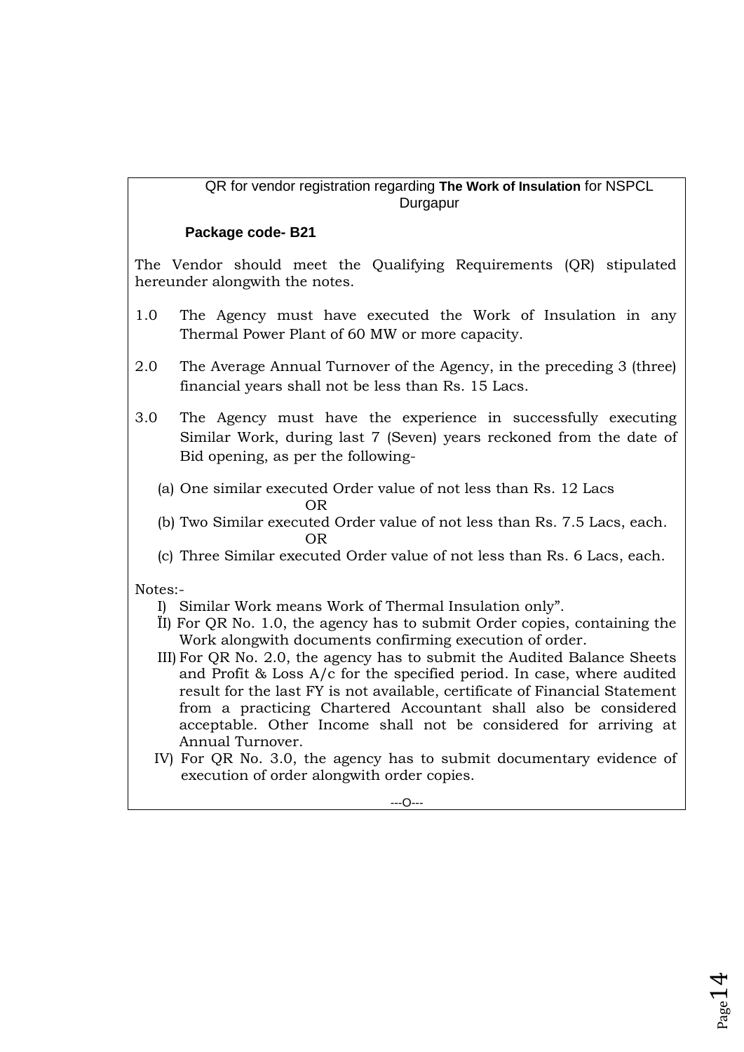QR for vendor registration regarding **The Work of Insulation** for NSPCL Durgapur

**Package code- B21**

The Vendor should meet the Qualifying Requirements (QR) stipulated hereunder alongwith the notes.

1.0 The Agency must have executed the Work of Insulation in any Thermal Power Plant of 60 MW or more capacity.

2.0 The Average Annual Turnover of the Agency, in the preceding 3 (three) financial years shall not be less than Rs. 15 Lacs.

3.0 The Agency must have the experience in successfully executing Similar Work, during last 7 (Seven) years reckoned from the date of Bid opening, as per the following-

(a) One similar executed Order value of not less than Rs. 12 Lacs

OR

(b) Two Similar executed Order value of not less than Rs. 7.5 Lacs, each.

OR

(c) Three Similar executed Order value of not less than Rs. 6 Lacs, each.

Notes:-

I) Similar Work means Work of Thermal Insulation only".

II) For QR No. 1.0, the agency has to submit Order copies, containing the Work alongwith documents confirming execution of order.

III) For QR No. 2.0, the agency has to submit the Audited Balance Sheets and Profit & Loss A/c for the specified period. In case, where audited result for the last FY is not available, certificate of Financial Statement from a practicing Chartered Accountant shall also be considered acceptable. Other Income shall not be considered for arriving at Annual Turnover.

IV) For QR No. 3.0, the agency has to submit documentary evidence of execution of order alongwith order copies.

---O---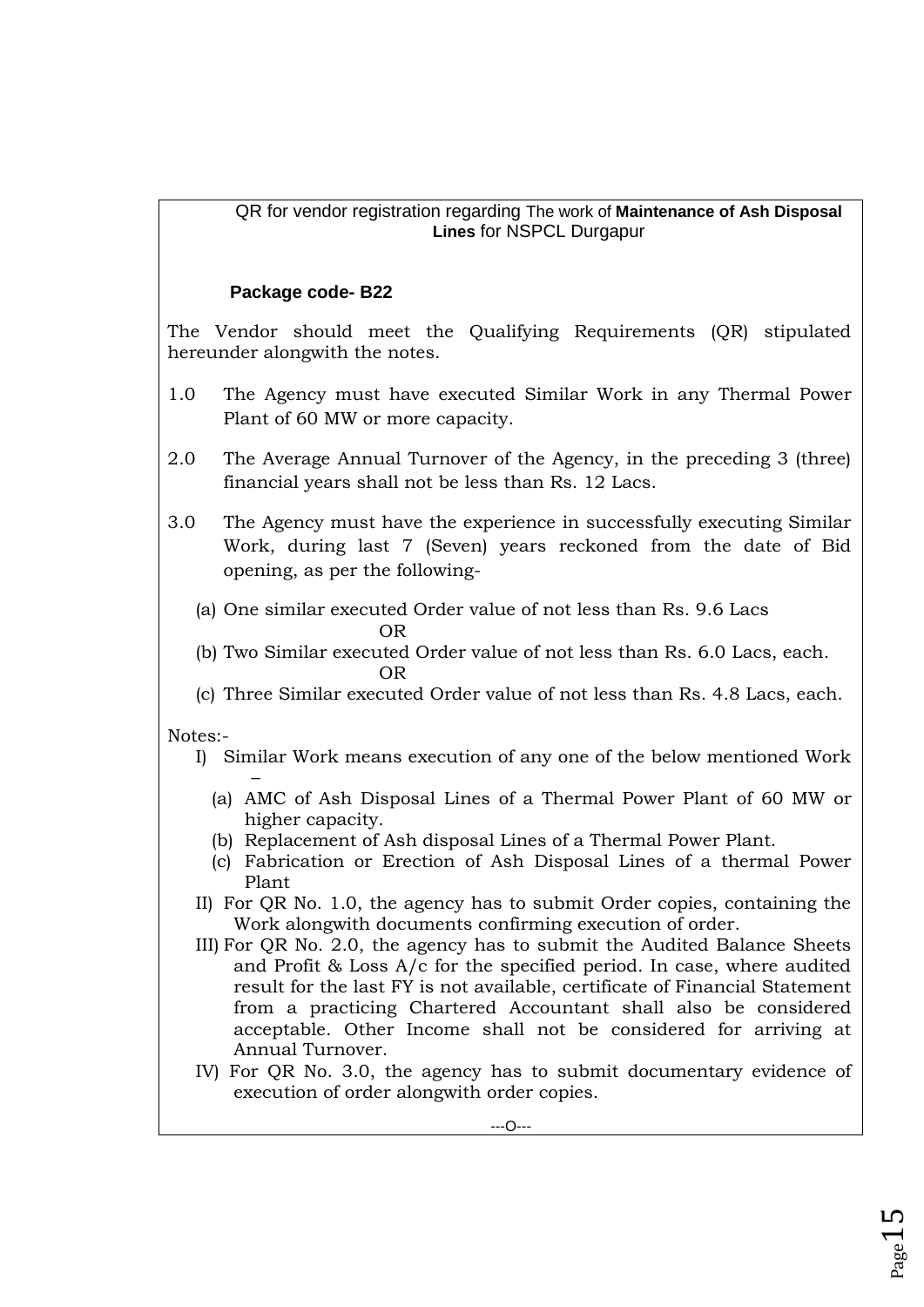QR for vendor registration regarding The work of **Maintenance of Ash Disposal Lines** for NSPCL Durgapur

**Package code- B22**

The Vendor should meet the Qualifying Requirements (QR) stipulated hereunder alongwith the notes.

1.0 The Agency must have executed Similar Work in any Thermal Power Plant of 60 MW or more capacity.

2.0 The Average Annual Turnover of the Agency, in the preceding 3 (three) financial years shall not be less than Rs. 12 Lacs.

3.0 The Agency must have the experience in successfully executing Similar Work, during last 7 (Seven) years reckoned from the date of Bid opening, as per the following-

(a) One similar executed Order value of not less than Rs. 9.6 Lacs

OR

(b) Two Similar executed Order value of not less than Rs. 6.0 Lacs, each.

OR

(c) Three Similar executed Order value of not less than Rs. 4.8 Lacs, each.

Notes:-

I) Similar Work means execution of any one of the below mentioned Work –
   (a) AMC of Ash Disposal Lines of a Thermal Power Plant of 60 MW or higher capacity.
   (b) Replacement of Ash disposal Lines of a Thermal Power Plant.
   (c) Fabrication or Erection of Ash Disposal Lines of a thermal Power Plant

II) For QR No. 1.0, the agency has to submit Order copies, containing the Work alongwith documents confirming execution of order.

III) For QR No. 2.0, the agency has to submit the Audited Balance Sheets and Profit & Loss A/c for the specified period. In case, where audited result for the last FY is not available, certificate of Financial Statement from a practicing Chartered Accountant shall also be considered acceptable. Other Income shall not be considered for arriving at Annual Turnover.

IV) For QR No. 3.0, the agency has to submit documentary evidence of execution of order alongwith order copies.

---O---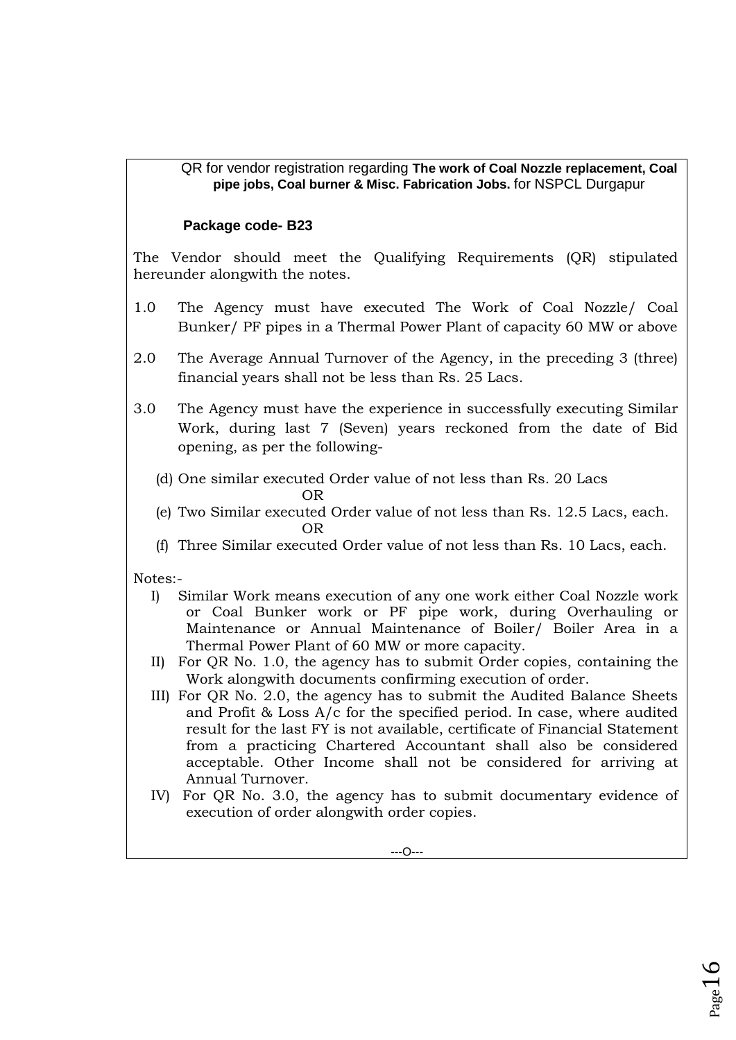QR for vendor registration regarding **The work of Coal Nozzle replacement, Coal pipe jobs, Coal burner & Misc. Fabrication Jobs.** for NSPCL Durgapur

**Package code- B23**

The Vendor should meet the Qualifying Requirements (QR) stipulated hereunder alongwith the notes.

1.0 The Agency must have executed The Work of Coal Nozzle/ Coal Bunker/ PF pipes in a Thermal Power Plant of capacity 60 MW or above

2.0 The Average Annual Turnover of the Agency, in the preceding 3 (three) financial years shall not be less than Rs. 25 Lacs.

3.0 The Agency must have the experience in successfully executing Similar Work, during last 7 (Seven) years reckoned from the date of Bid opening, as per the following-

(d) One similar executed Order value of not less than Rs. 20 Lacs

OR

(e) Two Similar executed Order value of not less than Rs. 12.5 Lacs, each.

OR

(f) Three Similar executed Order value of not less than Rs. 10 Lacs, each.

Notes:-

I) Similar Work means execution of any one work either Coal Nozzle work or Coal Bunker work or PF pipe work, during Overhauling or Maintenance or Annual Maintenance of Boiler/ Boiler Area in a Thermal Power Plant of 60 MW or more capacity.

II) For QR No. 1.0, the agency has to submit Order copies, containing the Work alongwith documents confirming execution of order.

III) For QR No. 2.0, the agency has to submit the Audited Balance Sheets and Profit & Loss A/c for the specified period. In case, where audited result for the last FY is not available, certificate of Financial Statement from a practicing Chartered Accountant shall also be considered acceptable. Other Income shall not be considered for arriving at Annual Turnover.

IV) For QR No. 3.0, the agency has to submit documentary evidence of execution of order alongwith order copies.

---O---